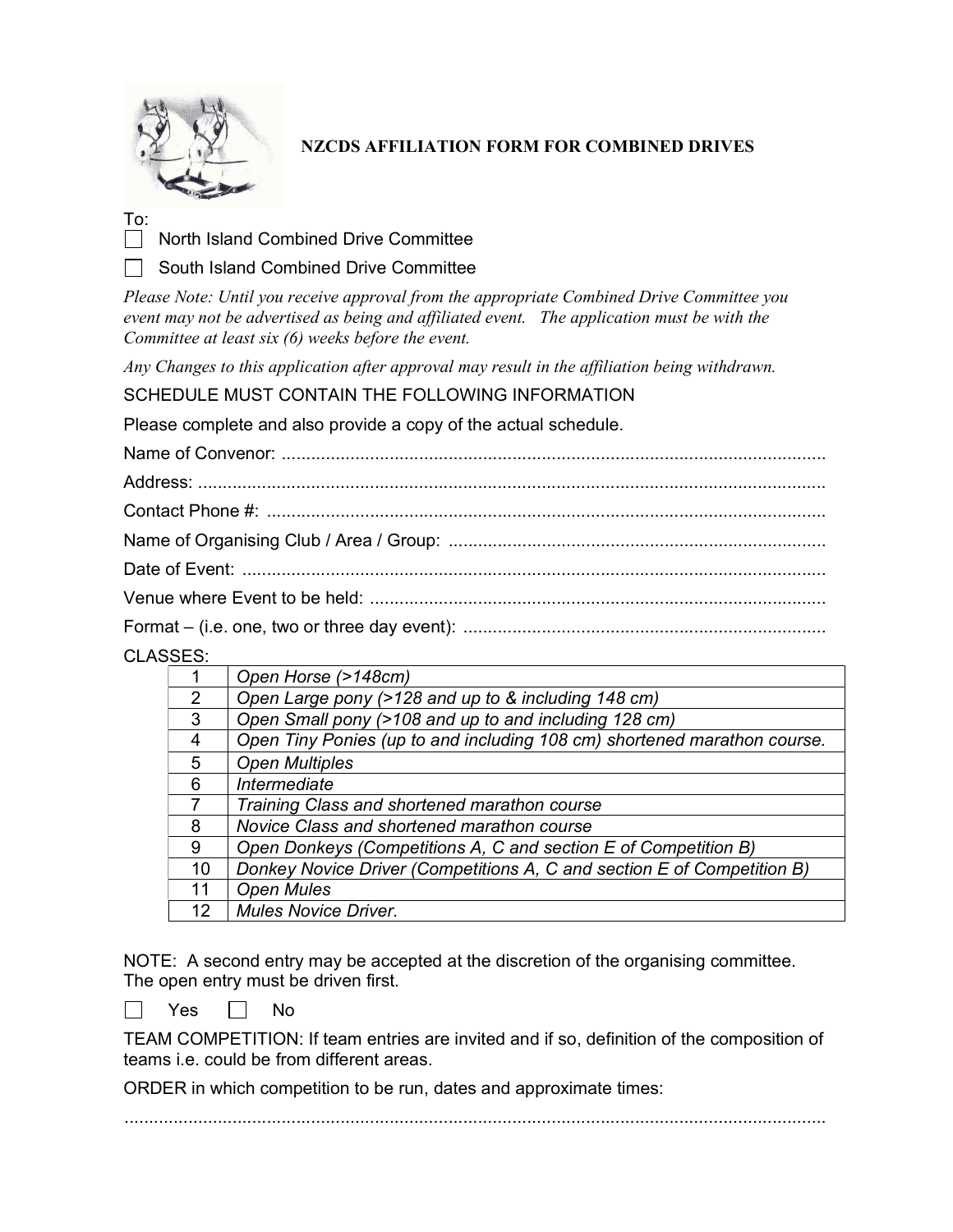# NZCDS AFFILIATION FORM FOR COMBINED DRIVES

To:

☐ North Island Combined Drive Committee

☐ South Island Combined Drive Committee

*Please Note: Until you receive approval from the appropriate Combined Drive Committee you event may not be advertised as being and affiliated event. The application must be with the Committee at least six (6) weeks before the event.*

*Any Changes to this application after approval may result in the affiliation being withdrawn.*

SCHEDULE MUST CONTAIN THE FOLLOWING INFORMATION

Please complete and also provide a copy of the actual schedule.

Name of Convenor: ..............................................................................................................

Address: ................................................................................................................................

Contact Phone #: .................................................................................................................

Name of Organising Club / Area / Group: ............................................................................

Date of Event: .......................................................................................................................

Venue where Event to be held: ............................................................................................

Format – (i.e. one, two or three day event): ..........................................................................

CLASSES:

| | |
|---|---|
| 1 | *Open Horse (>148cm)* |
| 2 | *Open Large pony (>128 and up to & including 148 cm)* |
| 3 | *Open Small pony (>108 and up to and including 128 cm)* |
| 4 | *Open Tiny Ponies (up to and including 108 cm) shortened marathon course.* |
| 5 | *Open Multiples* |
| 6 | *Intermediate* |
| 7 | *Training Class and shortened marathon course* |
| 8 | *Novice Class and shortened marathon course* |
| 9 | *Open Donkeys (Competitions A, C and section E of Competition B)* |
| 10 | *Donkey Novice Driver (Competitions A, C and section E of Competition B)* |
| 11 | *Open Mules* |
| 12 | *Mules Novice Driver.* |

NOTE: A second entry may be accepted at the discretion of the organising committee. The open entry must be driven first.

☐ Yes ☐ No

TEAM COMPETITION: If team entries are invited and if so, definition of the composition of teams i.e. could be from different areas.

ORDER in which competition to be run, dates and approximate times:

..................................................................................................................................................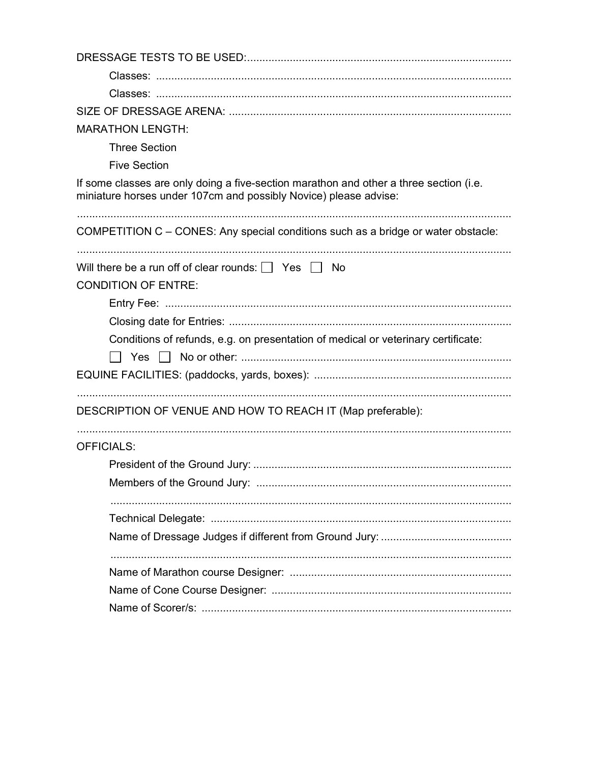DRESSAGE TESTS TO BE USED:......................................................................................

Classes: ....................................................................................................................

Classes: ....................................................................................................................

SIZE OF DRESSAGE ARENA: ............................................................................................

MARATHON LENGTH:

Three Section

Five Section

If some classes are only doing a five-section marathon and other a three section (i.e. miniature horses under 107cm and possibly Novice) please advise:

...............................................................................................................................................

COMPETITION C – CONES: Any special conditions such as a bridge or water obstacle:

...............................................................................................................................................

Will there be a run off of clear rounds: ☐ Yes ☐ No

CONDITION OF ENTRE:

Entry Fee: .................................................................................................................

Closing date for Entries: ............................................................................................

Conditions of refunds, e.g. on presentation of medical or veterinary certificate:

☐ Yes ☐ No or other: .......................................................................................

EQUINE FACILITIES: (paddocks, yards, boxes): ................................................................

...............................................................................................................................................

DESCRIPTION OF VENUE AND HOW TO REACH IT (Map preferable):

...............................................................................................................................................

OFFICIALS:

President of the Ground Jury: ....................................................................................

Members of the Ground Jury: ...................................................................................

...................................................................................................................................

Technical Delegate: ..................................................................................................

Name of Dressage Judges if different from Ground Jury: ...........................................

...................................................................................................................................

Name of Marathon course Designer: ........................................................................

Name of Cone Course Designer: ..............................................................................

Name of Scorer/s: .....................................................................................................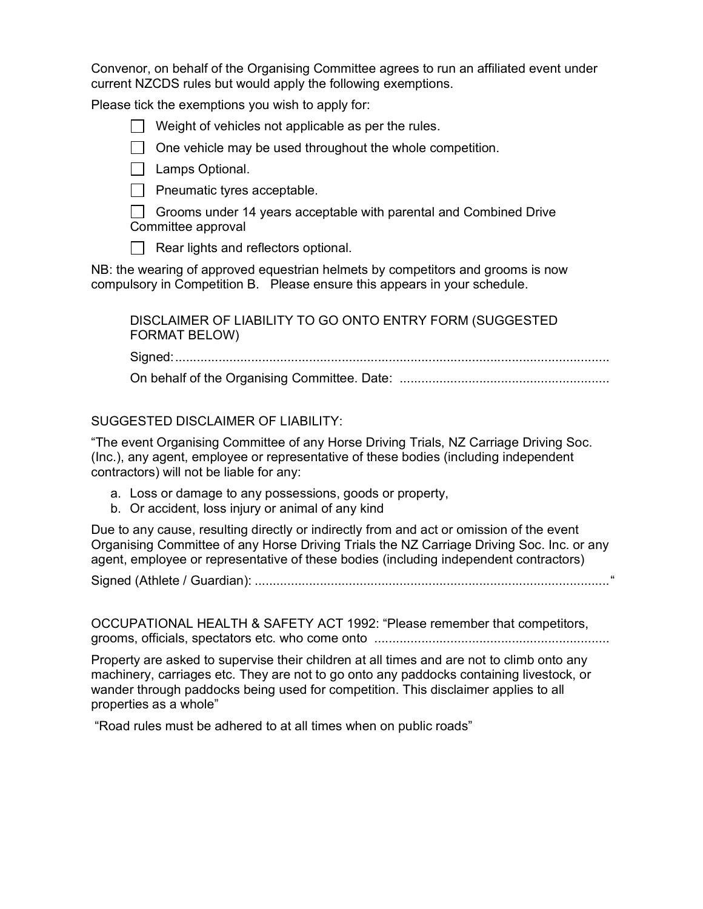Convenor, on behalf of the Organising Committee agrees to run an affiliated event under current NZCDS rules but would apply the following exemptions.

Please tick the exemptions you wish to apply for:

- ☐ Weight of vehicles not applicable as per the rules.
- ☐ One vehicle may be used throughout the whole competition.
- ☐ Lamps Optional.
- ☐ Pneumatic tyres acceptable.
- ☐ Grooms under 14 years acceptable with parental and Combined Drive Committee approval
- ☐ Rear lights and reflectors optional.

NB: the wearing of approved equestrian helmets by competitors and grooms is now compulsory in Competition B. Please ensure this appears in your schedule.

DISCLAIMER OF LIABILITY TO GO ONTO ENTRY FORM (SUGGESTED FORMAT BELOW)

Signed:.......................................................................................................................

On behalf of the Organising Committee. Date: ..........................................................

SUGGESTED DISCLAIMER OF LIABILITY:

"The event Organising Committee of any Horse Driving Trials, NZ Carriage Driving Soc. (Inc.), any agent, employee or representative of these bodies (including independent contractors) will not be liable for any:

a. Loss or damage to any possessions, goods or property,
b. Or accident, loss injury or animal of any kind

Due to any cause, resulting directly or indirectly from and act or omission of the event Organising Committee of any Horse Driving Trials the NZ Carriage Driving Soc. Inc. or any agent, employee or representative of these bodies (including independent contractors)

Signed (Athlete / Guardian): ..................................................................................................."

OCCUPATIONAL HEALTH & SAFETY ACT 1992: "Please remember that competitors, grooms, officials, spectators etc. who come onto .................................................................

Property are asked to supervise their children at all times and are not to climb onto any machinery, carriages etc. They are not to go onto any paddocks containing livestock, or wander through paddocks being used for competition. This disclaimer applies to all properties as a whole"

"Road rules must be adhered to at all times when on public roads"